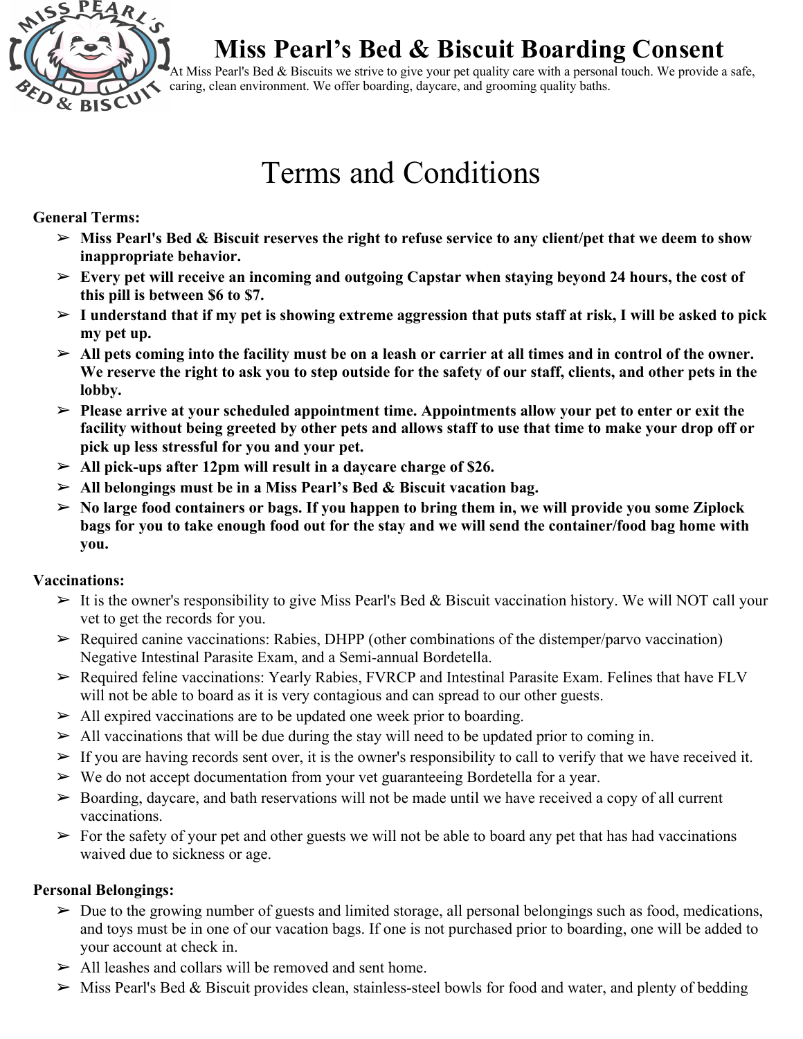# Miss Pearl's Bed & Biscuit Boarding Consent

At Miss Pearl's Bed & Biscuits we strive to give your pet quality care with a personal touch. We provide a safe, caring, clean environment. We offer boarding, daycare, and grooming quality baths.

## Terms and Conditions

**General Terms:**

- **Miss Pearl's Bed & Biscuit reserves the right to refuse service to any client/pet that we deem to show inappropriate behavior.**
- **Every pet will receive an incoming and outgoing Capstar when staying beyond 24 hours, the cost of this pill is between $6 to $7.**
- **I understand that if my pet is showing extreme aggression that puts staff at risk, I will be asked to pick my pet up.**
- **All pets coming into the facility must be on a leash or carrier at all times and in control of the owner. We reserve the right to ask you to step outside for the safety of our staff, clients, and other pets in the lobby.**
- **Please arrive at your scheduled appointment time. Appointments allow your pet to enter or exit the facility without being greeted by other pets and allows staff to use that time to make your drop off or pick up less stressful for you and your pet.**
- **All pick-ups after 12pm will result in a daycare charge of $26.**
- **All belongings must be in a Miss Pearl's Bed & Biscuit vacation bag.**
- **No large food containers or bags. If you happen to bring them in, we will provide you some Ziplock bags for you to take enough food out for the stay and we will send the container/food bag home with you.**

**Vaccinations:**

- It is the owner's responsibility to give Miss Pearl's Bed & Biscuit vaccination history. We will NOT call your vet to get the records for you.
- Required canine vaccinations: Rabies, DHPP (other combinations of the distemper/parvo vaccination) Negative Intestinal Parasite Exam, and a Semi-annual Bordetella.
- Required feline vaccinations: Yearly Rabies, FVRCP and Intestinal Parasite Exam. Felines that have FLV will not be able to board as it is very contagious and can spread to our other guests.
- All expired vaccinations are to be updated one week prior to boarding.
- All vaccinations that will be due during the stay will need to be updated prior to coming in.
- If you are having records sent over, it is the owner's responsibility to call to verify that we have received it.
- We do not accept documentation from your vet guaranteeing Bordetella for a year.
- Boarding, daycare, and bath reservations will not be made until we have received a copy of all current vaccinations.
- For the safety of your pet and other guests we will not be able to board any pet that has had vaccinations waived due to sickness or age.

**Personal Belongings:**

- Due to the growing number of guests and limited storage, all personal belongings such as food, medications, and toys must be in one of our vacation bags. If one is not purchased prior to boarding, one will be added to your account at check in.
- All leashes and collars will be removed and sent home.
- Miss Pearl's Bed & Biscuit provides clean, stainless-steel bowls for food and water, and plenty of bedding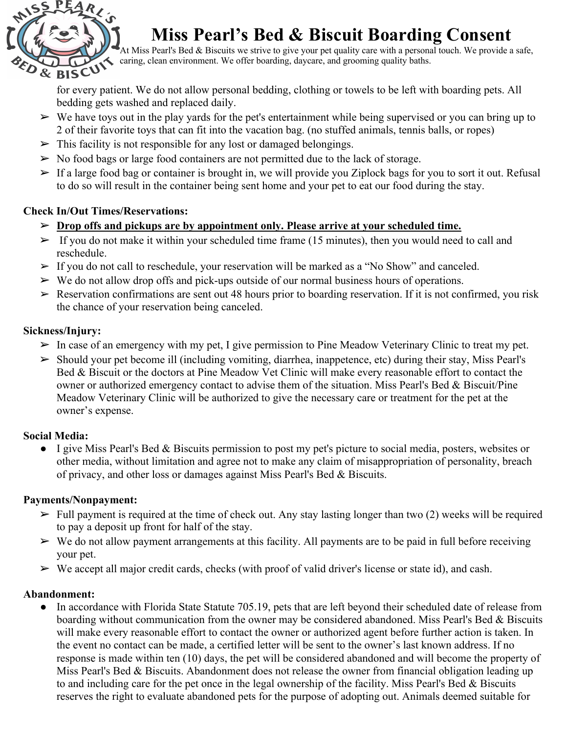# Miss Pearl's Bed & Biscuit Boarding Consent

At Miss Pearl's Bed & Biscuits we strive to give your pet quality care with a personal touch. We provide a safe, caring, clean environment. We offer boarding, daycare, and grooming quality baths.

for every patient. We do not allow personal bedding, clothing or towels to be left with boarding pets. All bedding gets washed and replaced daily.

- We have toys out in the play yards for the pet's entertainment while being supervised or you can bring up to 2 of their favorite toys that can fit into the vacation bag. (no stuffed animals, tennis balls, or ropes)
- This facility is not responsible for any lost or damaged belongings.
- No food bags or large food containers are not permitted due to the lack of storage.
- If a large food bag or container is brought in, we will provide you Ziplock bags for you to sort it out. Refusal to do so will result in the container being sent home and your pet to eat our food during the stay.

**Check In/Out Times/Reservations:**

- **Drop offs and pickups are by appointment only. Please arrive at your scheduled time.**
- If you do not make it within your scheduled time frame (15 minutes), then you would need to call and reschedule.
- If you do not call to reschedule, your reservation will be marked as a "No Show" and canceled.
- We do not allow drop offs and pick-ups outside of our normal business hours of operations.
- Reservation confirmations are sent out 48 hours prior to boarding reservation. If it is not confirmed, you risk the chance of your reservation being canceled.

**Sickness/Injury:**

- In case of an emergency with my pet, I give permission to Pine Meadow Veterinary Clinic to treat my pet.
- Should your pet become ill (including vomiting, diarrhea, inappetence, etc) during their stay, Miss Pearl's Bed & Biscuit or the doctors at Pine Meadow Vet Clinic will make every reasonable effort to contact the owner or authorized emergency contact to advise them of the situation. Miss Pearl's Bed & Biscuit/Pine Meadow Veterinary Clinic will be authorized to give the necessary care or treatment for the pet at the owner's expense.

**Social Media:**

- I give Miss Pearl's Bed & Biscuits permission to post my pet's picture to social media, posters, websites or other media, without limitation and agree not to make any claim of misappropriation of personality, breach of privacy, and other loss or damages against Miss Pearl's Bed & Biscuits.

**Payments/Nonpayment:**

- Full payment is required at the time of check out. Any stay lasting longer than two (2) weeks will be required to pay a deposit up front for half of the stay.
- We do not allow payment arrangements at this facility. All payments are to be paid in full before receiving your pet.
- We accept all major credit cards, checks (with proof of valid driver's license or state id), and cash.

**Abandonment:**

- In accordance with Florida State Statute 705.19, pets that are left beyond their scheduled date of release from boarding without communication from the owner may be considered abandoned. Miss Pearl's Bed & Biscuits will make every reasonable effort to contact the owner or authorized agent before further action is taken. In the event no contact can be made, a certified letter will be sent to the owner's last known address. If no response is made within ten (10) days, the pet will be considered abandoned and will become the property of Miss Pearl's Bed & Biscuits. Abandonment does not release the owner from financial obligation leading up to and including care for the pet once in the legal ownership of the facility. Miss Pearl's Bed & Biscuits reserves the right to evaluate abandoned pets for the purpose of adopting out. Animals deemed suitable for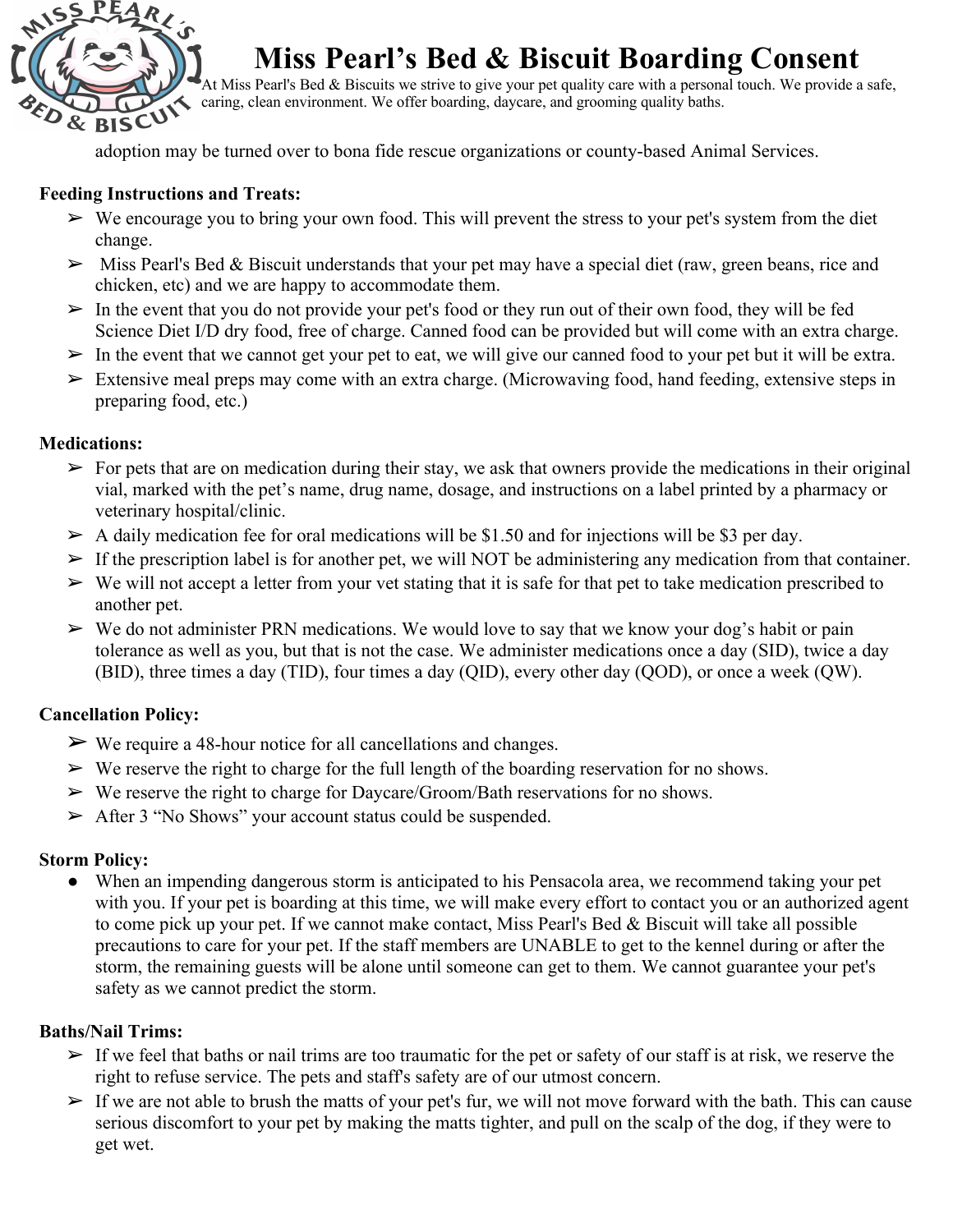# Miss Pearl's Bed & Biscuit Boarding Consent

At Miss Pearl's Bed & Biscuits we strive to give your pet quality care with a personal touch. We provide a safe, caring, clean environment. We offer boarding, daycare, and grooming quality baths.

adoption may be turned over to bona fide rescue organizations or county-based Animal Services.

**Feeding Instructions and Treats:**

- We encourage you to bring your own food. This will prevent the stress to your pet's system from the diet change.
- Miss Pearl's Bed & Biscuit understands that your pet may have a special diet (raw, green beans, rice and chicken, etc) and we are happy to accommodate them.
- In the event that you do not provide your pet's food or they run out of their own food, they will be fed Science Diet I/D dry food, free of charge. Canned food can be provided but will come with an extra charge.
- In the event that we cannot get your pet to eat, we will give our canned food to your pet but it will be extra.
- Extensive meal preps may come with an extra charge. (Microwaving food, hand feeding, extensive steps in preparing food, etc.)

**Medications:**

- For pets that are on medication during their stay, we ask that owners provide the medications in their original vial, marked with the pet's name, drug name, dosage, and instructions on a label printed by a pharmacy or veterinary hospital/clinic.
- A daily medication fee for oral medications will be $1.50 and for injections will be $3 per day.
- If the prescription label is for another pet, we will NOT be administering any medication from that container.
- We will not accept a letter from your vet stating that it is safe for that pet to take medication prescribed to another pet.
- We do not administer PRN medications. We would love to say that we know your dog's habit or pain tolerance as well as you, but that is not the case. We administer medications once a day (SID), twice a day (BID), three times a day (TID), four times a day (QID), every other day (QOD), or once a week (QW).

**Cancellation Policy:**

- We require a 48-hour notice for all cancellations and changes.
- We reserve the right to charge for the full length of the boarding reservation for no shows.
- We reserve the right to charge for Daycare/Groom/Bath reservations for no shows.
- After 3 "No Shows" your account status could be suspended.

**Storm Policy:**

- When an impending dangerous storm is anticipated to his Pensacola area, we recommend taking your pet with you. If your pet is boarding at this time, we will make every effort to contact you or an authorized agent to come pick up your pet. If we cannot make contact, Miss Pearl's Bed & Biscuit will take all possible precautions to care for your pet. If the staff members are UNABLE to get to the kennel during or after the storm, the remaining guests will be alone until someone can get to them. We cannot guarantee your pet's safety as we cannot predict the storm.

**Baths/Nail Trims:**

- If we feel that baths or nail trims are too traumatic for the pet or safety of our staff is at risk, we reserve the right to refuse service. The pets and staff's safety are of our utmost concern.
- If we are not able to brush the matts of your pet's fur, we will not move forward with the bath. This can cause serious discomfort to your pet by making the matts tighter, and pull on the scalp of the dog, if they were to get wet.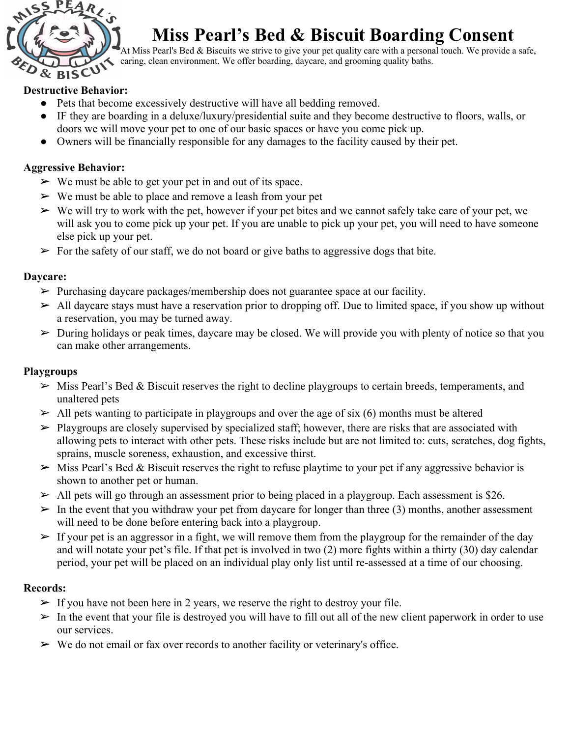# Miss Pearl's Bed & Biscuit Boarding Consent

At Miss Pearl's Bed & Biscuits we strive to give your pet quality care with a personal touch. We provide a safe, caring, clean environment. We offer boarding, daycare, and grooming quality baths.

**Destructive Behavior:**

- Pets that become excessively destructive will have all bedding removed.
- IF they are boarding in a deluxe/luxury/presidential suite and they become destructive to floors, walls, or doors we will move your pet to one of our basic spaces or have you come pick up.
- Owners will be financially responsible for any damages to the facility caused by their pet.

**Aggressive Behavior:**

- We must be able to get your pet in and out of its space.
- We must be able to place and remove a leash from your pet
- We will try to work with the pet, however if your pet bites and we cannot safely take care of your pet, we will ask you to come pick up your pet. If you are unable to pick up your pet, you will need to have someone else pick up your pet.
- For the safety of our staff, we do not board or give baths to aggressive dogs that bite.

**Daycare:**

- Purchasing daycare packages/membership does not guarantee space at our facility.
- All daycare stays must have a reservation prior to dropping off. Due to limited space, if you show up without a reservation, you may be turned away.
- During holidays or peak times, daycare may be closed. We will provide you with plenty of notice so that you can make other arrangements.

**Playgroups**

- Miss Pearl's Bed & Biscuit reserves the right to decline playgroups to certain breeds, temperaments, and unaltered pets
- All pets wanting to participate in playgroups and over the age of six (6) months must be altered
- Playgroups are closely supervised by specialized staff; however, there are risks that are associated with allowing pets to interact with other pets. These risks include but are not limited to: cuts, scratches, dog fights, sprains, muscle soreness, exhaustion, and excessive thirst.
- Miss Pearl's Bed & Biscuit reserves the right to refuse playtime to your pet if any aggressive behavior is shown to another pet or human.
- All pets will go through an assessment prior to being placed in a playgroup. Each assessment is $26.
- In the event that you withdraw your pet from daycare for longer than three (3) months, another assessment will need to be done before entering back into a playgroup.
- If your pet is an aggressor in a fight, we will remove them from the playgroup for the remainder of the day and will notate your pet's file. If that pet is involved in two (2) more fights within a thirty (30) day calendar period, your pet will be placed on an individual play only list until re-assessed at a time of our choosing.

**Records:**

- If you have not been here in 2 years, we reserve the right to destroy your file.
- In the event that your file is destroyed you will have to fill out all of the new client paperwork in order to use our services.
- We do not email or fax over records to another facility or veterinary's office.